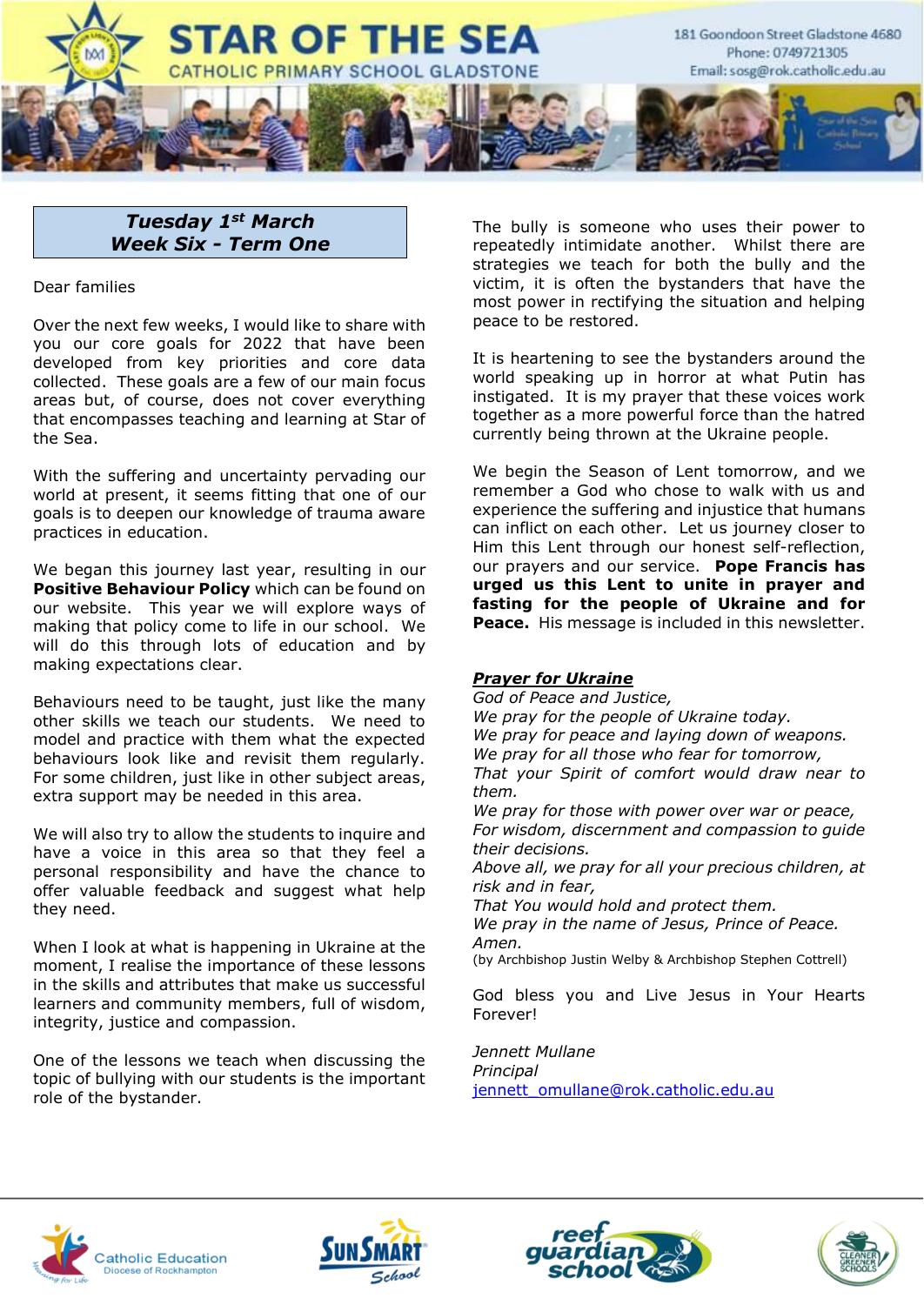# STAR OF THE SEA
## CATHOLIC PRIMARY SCHOOL GLADSTONE

181 Goondoon Street Gladstone 4680
Phone: 0749721305
Email: sosg@rok.catholic.edu.au

**Tuesday 1st March**
**Week Six - Term One**

Dear families

Over the next few weeks, I would like to share with you our core goals for 2022 that have been developed from key priorities and core data collected. These goals are a few of our main focus areas but, of course, does not cover everything that encompasses teaching and learning at Star of the Sea.

With the suffering and uncertainty pervading our world at present, it seems fitting that one of our goals is to deepen our knowledge of trauma aware practices in education.

We began this journey last year, resulting in our **Positive Behaviour Policy** which can be found on our website. This year we will explore ways of making that policy come to life in our school. We will do this through lots of education and by making expectations clear.

Behaviours need to be taught, just like the many other skills we teach our students. We need to model and practice with them what the expected behaviours look like and revisit them regularly. For some children, just like in other subject areas, extra support may be needed in this area.

We will also try to allow the students to inquire and have a voice in this area so that they feel a personal responsibility and have the chance to offer valuable feedback and suggest what help they need.

When I look at what is happening in Ukraine at the moment, I realise the importance of these lessons in the skills and attributes that make us successful learners and community members, full of wisdom, integrity, justice and compassion.

One of the lessons we teach when discussing the topic of bullying with our students is the important role of the bystander.

The bully is someone who uses their power to repeatedly intimidate another. Whilst there are strategies we teach for both the bully and the victim, it is often the bystanders that have the most power in rectifying the situation and helping peace to be restored.

It is heartening to see the bystanders around the world speaking up in horror at what Putin has instigated. It is my prayer that these voices work together as a more powerful force than the hatred currently being thrown at the Ukraine people.

We begin the Season of Lent tomorrow, and we remember a God who chose to walk with us and experience the suffering and injustice that humans can inflict on each other. Let us journey closer to Him this Lent through our honest self-reflection, our prayers and our service. **Pope Francis has urged us this Lent to unite in prayer and fasting for the people of Ukraine and for Peace.** His message is included in this newsletter.

***Prayer for Ukraine***

*God of Peace and Justice,*
*We pray for the people of Ukraine today.*
*We pray for peace and laying down of weapons.*
*We pray for all those who fear for tomorrow,*
*That your Spirit of comfort would draw near to them.*
*We pray for those with power over war or peace,*
*For wisdom, discernment and compassion to guide their decisions.*
*Above all, we pray for all your precious children, at risk and in fear,*
*That You would hold and protect them.*
*We pray in the name of Jesus, Prince of Peace.*
*Amen.*
(by Archbishop Justin Welby & Archbishop Stephen Cottrell)

God bless you and Live Jesus in Your Hearts Forever!

*Jennett Mullane*
*Principal*
jennett_omullane@rok.catholic.edu.au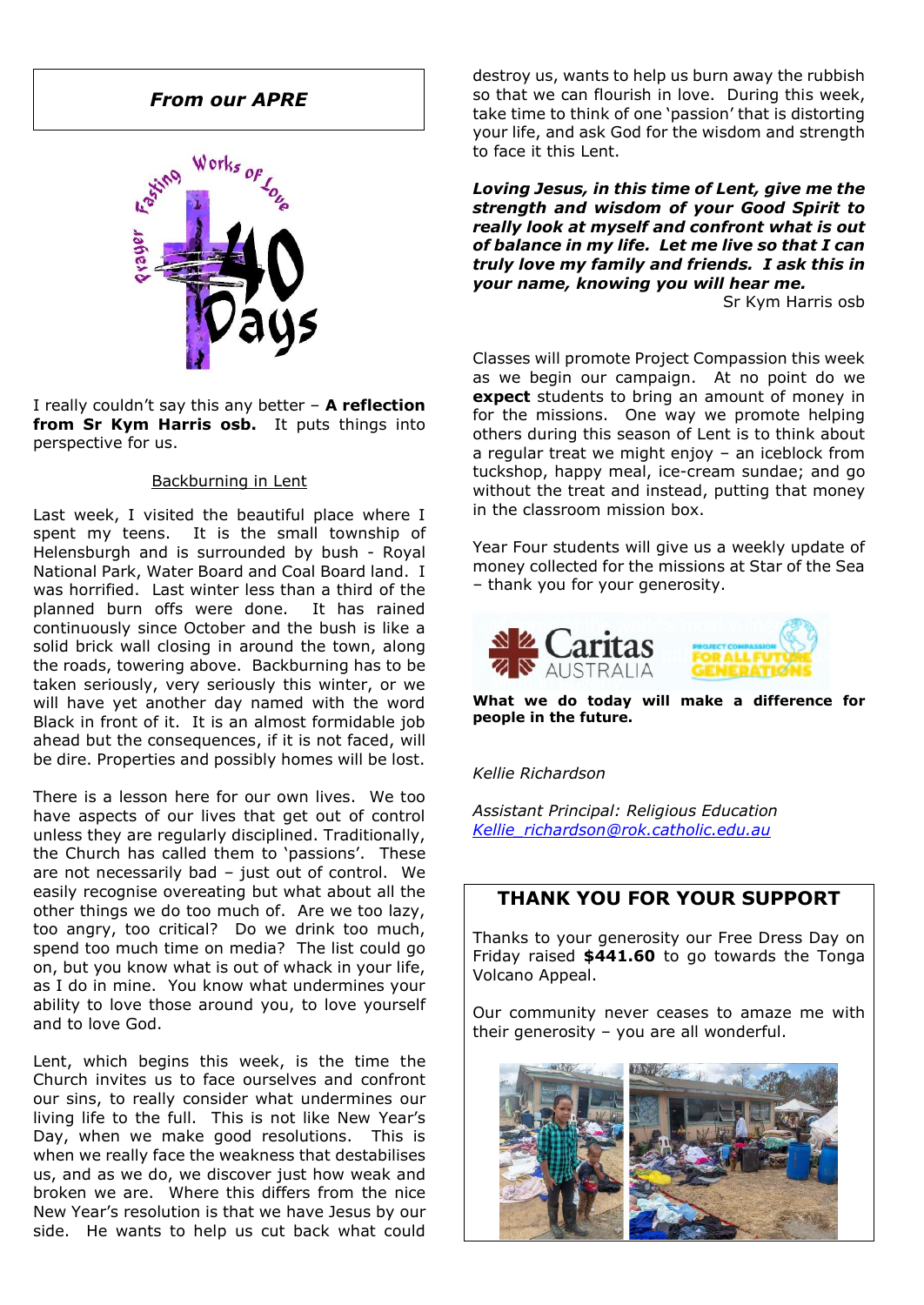## *From our APRE*

I really couldn't say this any better – **A reflection from Sr Kym Harris osb.** It puts things into perspective for us.

### Backburning in Lent

Last week, I visited the beautiful place where I spent my teens. It is the small township of Helensburgh and is surrounded by bush - Royal National Park, Water Board and Coal Board land. I was horrified. Last winter less than a third of the planned burn offs were done. It has rained continuously since October and the bush is like a solid brick wall closing in around the town, along the roads, towering above. Backburning has to be taken seriously, very seriously this winter, or we will have yet another day named with the word Black in front of it. It is an almost formidable job ahead but the consequences, if it is not faced, will be dire. Properties and possibly homes will be lost.

There is a lesson here for our own lives. We too have aspects of our lives that get out of control unless they are regularly disciplined. Traditionally, the Church has called them to 'passions'. These are not necessarily bad – just out of control. We easily recognise overeating but what about all the other things we do too much of. Are we too lazy, too angry, too critical? Do we drink too much, spend too much time on media? The list could go on, but you know what is out of whack in your life, as I do in mine. You know what undermines your ability to love those around you, to love yourself and to love God.

Lent, which begins this week, is the time the Church invites us to face ourselves and confront our sins, to really consider what undermines our living life to the full. This is not like New Year's Day, when we make good resolutions. This is when we really face the weakness that destabilises us, and as we do, we discover just how weak and broken we are. Where this differs from the nice New Year's resolution is that we have Jesus by our side. He wants to help us cut back what could destroy us, wants to help us burn away the rubbish so that we can flourish in love. During this week, take time to think of one 'passion' that is distorting your life, and ask God for the wisdom and strength to face it this Lent.

***Loving Jesus, in this time of Lent, give me the strength and wisdom of your Good Spirit to really look at myself and confront what is out of balance in my life. Let me live so that I can truly love my family and friends. I ask this in your name, knowing you will hear me.***

Sr Kym Harris osb

Classes will promote Project Compassion this week as we begin our campaign. At no point do we **expect** students to bring an amount of money in for the missions. One way we promote helping others during this season of Lent is to think about a regular treat we might enjoy – an iceblock from tuckshop, happy meal, ice-cream sundae; and go without the treat and instead, putting that money in the classroom mission box.

Year Four students will give us a weekly update of money collected for the missions at Star of the Sea – thank you for your generosity.

**What we do today will make a difference for people in the future.**

*Kellie Richardson*

*Assistant Principal: Religious Education*
*Kellie_richardson@rok.catholic.edu.au*

## THANK YOU FOR YOUR SUPPORT

Thanks to your generosity our Free Dress Day on Friday raised **$441.60** to go towards the Tonga Volcano Appeal.

Our community never ceases to amaze me with their generosity – you are all wonderful.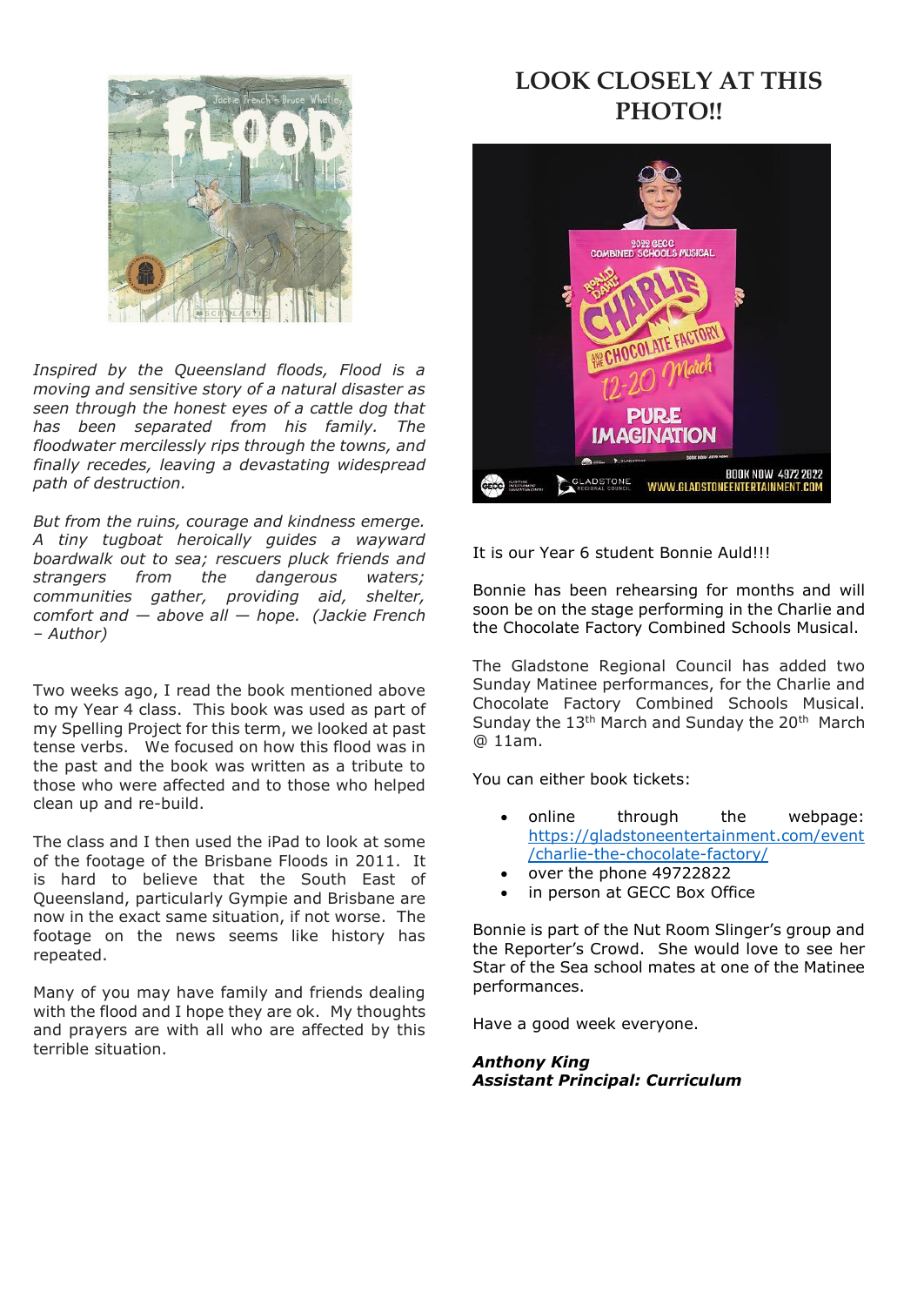*Inspired by the Queensland floods, Flood is a moving and sensitive story of a natural disaster as seen through the honest eyes of a cattle dog that has been separated from his family. The floodwater mercilessly rips through the towns, and finally recedes, leaving a devastating widespread path of destruction.*

*But from the ruins, courage and kindness emerge. A tiny tugboat heroically guides a wayward boardwalk out to sea; rescuers pluck friends and strangers from the dangerous waters; communities gather, providing aid, shelter, comfort and — above all — hope. (Jackie French – Author)*

Two weeks ago, I read the book mentioned above to my Year 4 class. This book was used as part of my Spelling Project for this term, we looked at past tense verbs. We focused on how this flood was in the past and the book was written as a tribute to those who were affected and to those who helped clean up and re-build.

The class and I then used the iPad to look at some of the footage of the Brisbane Floods in 2011. It is hard to believe that the South East of Queensland, particularly Gympie and Brisbane are now in the exact same situation, if not worse. The footage on the news seems like history has repeated.

Many of you may have family and friends dealing with the flood and I hope they are ok. My thoughts and prayers are with all who are affected by this terrible situation.

## LOOK CLOSELY AT THIS PHOTO!!

It is our Year 6 student Bonnie Auld!!!

Bonnie has been rehearsing for months and will soon be on the stage performing in the Charlie and the Chocolate Factory Combined Schools Musical.

The Gladstone Regional Council has added two Sunday Matinee performances, for the Charlie and Chocolate Factory Combined Schools Musical. Sunday the 13th March and Sunday the 20th March @ 11am.

You can either book tickets:

- online through the webpage: https://gladstoneentertainment.com/event/charlie-the-chocolate-factory/
- over the phone 49722822
- in person at GECC Box Office

Bonnie is part of the Nut Room Slinger's group and the Reporter's Crowd. She would love to see her Star of the Sea school mates at one of the Matinee performances.

Have a good week everyone.

***Anthony King***
***Assistant Principal: Curriculum***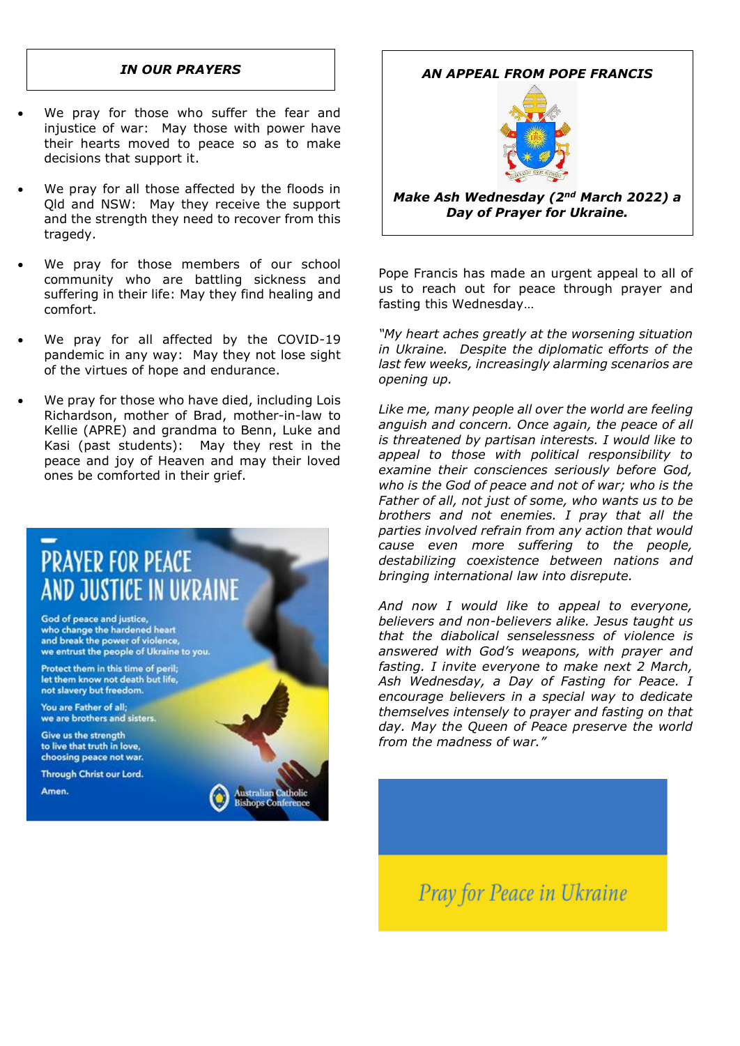### *IN OUR PRAYERS*

- We pray for those who suffer the fear and injustice of war: May those with power have their hearts moved to peace so as to make decisions that support it.
- We pray for all those affected by the floods in Qld and NSW: May they receive the support and the strength they need to recover from this tragedy.
- We pray for those members of our school community who are battling sickness and suffering in their life: May they find healing and comfort.
- We pray for all affected by the COVID-19 pandemic in any way: May they not lose sight of the virtues of hope and endurance.
- We pray for those who have died, including Lois Richardson, mother of Brad, mother-in-law to Kellie (APRE) and grandma to Benn, Luke and Kasi (past students): May they rest in the peace and joy of Heaven and may their loved ones be comforted in their grief.

## PRAYER FOR PEACE AND JUSTICE IN UKRAINE

God of peace and justice,
who change the hardened heart
and break the power of violence,
we entrust the people of Ukraine to you.

Protect them in this time of peril;
let them know not death but life,
not slavery but freedom.

You are Father of all;
we are brothers and sisters.

Give us the strength
to live that truth in love,
choosing peace not war.

Through Christ our Lord.

Amen.

Australian Catholic Bishops Conference

### *AN APPEAL FROM POPE FRANCIS*

***Make Ash Wednesday (2nd March 2022) a Day of Prayer for Ukraine.***

Pope Francis has made an urgent appeal to all of us to reach out for peace through prayer and fasting this Wednesday…

*"My heart aches greatly at the worsening situation in Ukraine. Despite the diplomatic efforts of the last few weeks, increasingly alarming scenarios are opening up.*

*Like me, many people all over the world are feeling anguish and concern. Once again, the peace of all is threatened by partisan interests. I would like to appeal to those with political responsibility to examine their consciences seriously before God, who is the God of peace and not of war; who is the Father of all, not just of some, who wants us to be brothers and not enemies. I pray that all the parties involved refrain from any action that would cause even more suffering to the people, destabilizing coexistence between nations and bringing international law into disrepute.*

*And now I would like to appeal to everyone, believers and non-believers alike. Jesus taught us that the diabolical senselessness of violence is answered with God's weapons, with prayer and fasting. I invite everyone to make next 2 March, Ash Wednesday, a Day of Fasting for Peace. I encourage believers in a special way to dedicate themselves intensely to prayer and fasting on that day. May the Queen of Peace preserve the world from the madness of war."*

*Pray for Peace in Ukraine*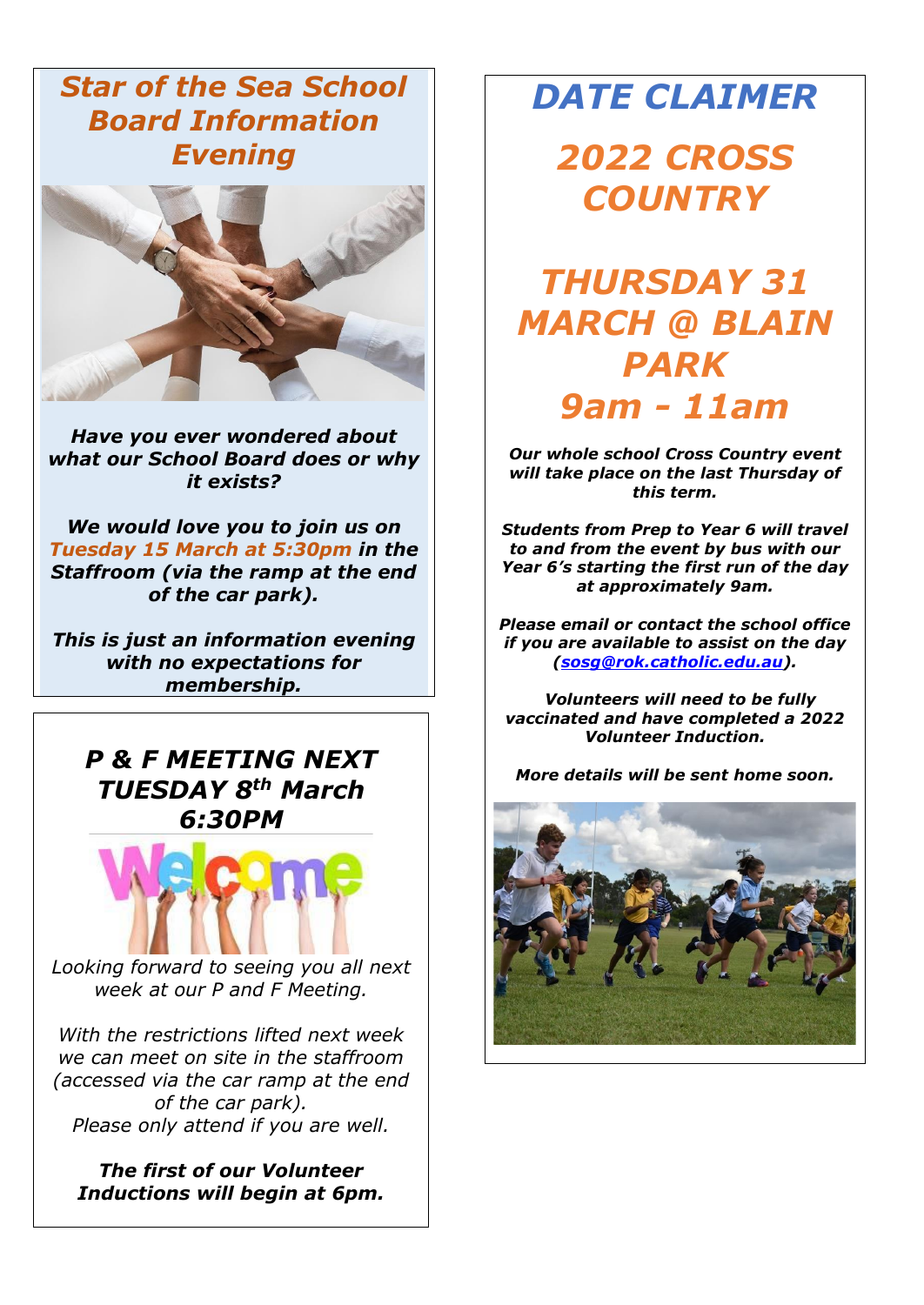## *Star of the Sea School Board Information Evening*

***Have you ever wondered about what our School Board does or why it exists?***

***We would love you to join us on Tuesday 15 March at 5:30pm in the Staffroom (via the ramp at the end of the car park).***

***This is just an information evening with no expectations for membership.***

## *P & F MEETING NEXT TUESDAY 8th March 6:30PM*

*Looking forward to seeing you all next week at our P and F Meeting.*

*With the restrictions lifted next week we can meet on site in the staffroom (accessed via the car ramp at the end of the car park).*
*Please only attend if you are well.*

***The first of our Volunteer Inductions will begin at 6pm.***

# *DATE CLAIMER*

## *2022 CROSS COUNTRY*

## *THURSDAY 31 MARCH @ BLAIN PARK 9am - 11am*

***Our whole school Cross Country event will take place on the last Thursday of this term.***

***Students from Prep to Year 6 will travel to and from the event by bus with our Year 6's starting the first run of the day at approximately 9am.***

***Please email or contact the school office if you are available to assist on the day (sosg@rok.catholic.edu.au).***

***Volunteers will need to be fully vaccinated and have completed a 2022 Volunteer Induction.***

***More details will be sent home soon.***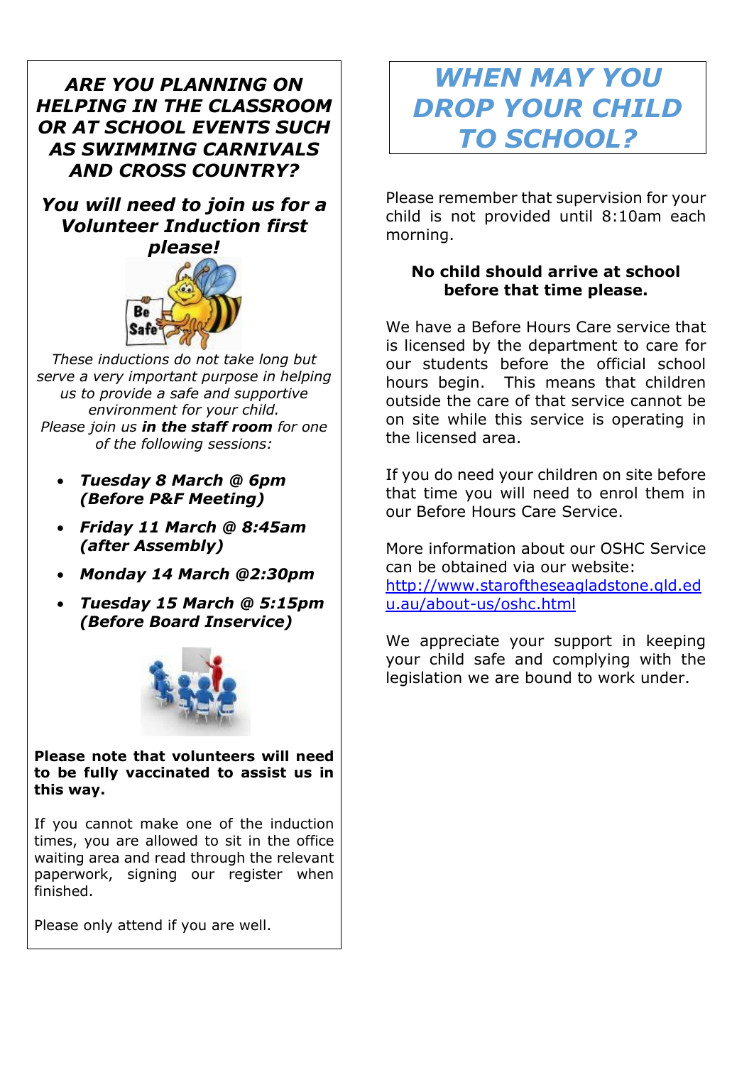***ARE YOU PLANNING ON HELPING IN THE CLASSROOM OR AT SCHOOL EVENTS SUCH AS SWIMMING CARNIVALS AND CROSS COUNTRY?***

***You will need to join us for a Volunteer Induction first please!***

*These inductions do not take long but serve a very important purpose in helping us to provide a safe and supportive environment for your child. Please join us* ***in the staff room*** *for one of the following sessions:*

- ***Tuesday 8 March @ 6pm (Before P&F Meeting)***
- ***Friday 11 March @ 8:45am (after Assembly)***
- ***Monday 14 March @2:30pm***
- ***Tuesday 15 March @ 5:15pm (Before Board Inservice)***

**Please note that volunteers will need to be fully vaccinated to assist us in this way.**

If you cannot make one of the induction times, you are allowed to sit in the office waiting area and read through the relevant paperwork, signing our register when finished.

Please only attend if you are well.

# *WHEN MAY YOU DROP YOUR CHILD TO SCHOOL?*

Please remember that supervision for your child is not provided until 8:10am each morning.

**No child should arrive at school before that time please.**

We have a Before Hours Care service that is licensed by the department to care for our students before the official school hours begin. This means that children outside the care of that service cannot be on site while this service is operating in the licensed area.

If you do need your children on site before that time you will need to enrol them in our Before Hours Care Service.

More information about our OSHC Service can be obtained via our website: http://www.staroftheseagladstone.qld.edu.au/about-us/oshc.html

We appreciate your support in keeping your child safe and complying with the legislation we are bound to work under.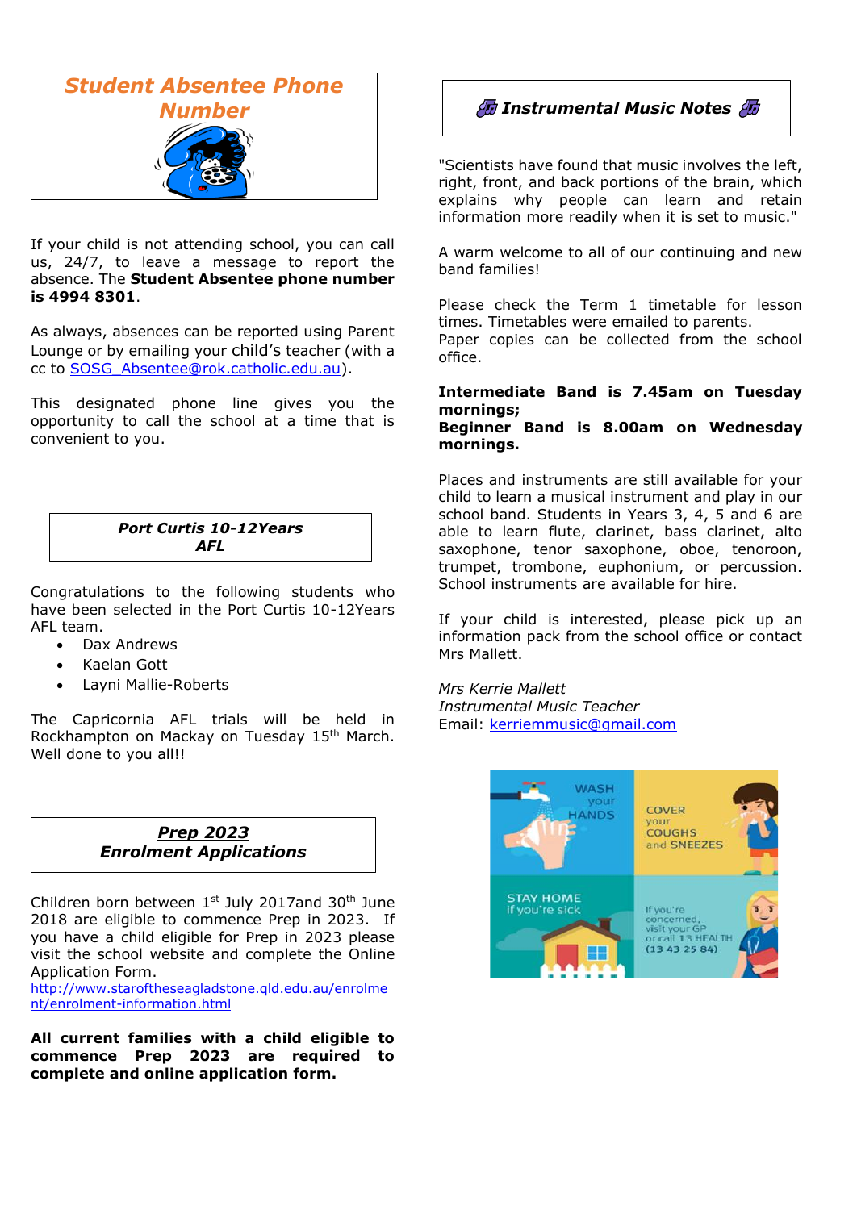## *Student Absentee Phone Number*

If your child is not attending school, you can call us, 24/7, to leave a message to report the absence. The **Student Absentee phone number is 4994 8301**.

As always, absences can be reported using Parent Lounge or by emailing your child's teacher (with a cc to SOSG_Absentee@rok.catholic.edu.au).

This designated phone line gives you the opportunity to call the school at a time that is convenient to you.

## *Port Curtis 10-12Years AFL*

Congratulations to the following students who have been selected in the Port Curtis 10-12Years AFL team.

- Dax Andrews
- Kaelan Gott
- Layni Mallie-Roberts

The Capricornia AFL trials will be held in Rockhampton on Mackay on Tuesday 15th March. Well done to you all!!

## ***Prep 2023*** *Enrolment Applications*

Children born between 1st July 2017and 30th June 2018 are eligible to commence Prep in 2023. If you have a child eligible for Prep in 2023 please visit the school website and complete the Online Application Form.
http://www.staroftheseagladstone.qld.edu.au/enrolment/enrolment-information.html

**All current families with a child eligible to commence Prep 2023 are required to complete and online application form.**

## *Instrumental Music Notes*

"Scientists have found that music involves the left, right, front, and back portions of the brain, which explains why people can learn and retain information more readily when it is set to music."

A warm welcome to all of our continuing and new band families!

Please check the Term 1 timetable for lesson times. Timetables were emailed to parents.
Paper copies can be collected from the school office.

**Intermediate Band is 7.45am on Tuesday mornings;**
**Beginner Band is 8.00am on Wednesday mornings.**

Places and instruments are still available for your child to learn a musical instrument and play in our school band. Students in Years 3, 4, 5 and 6 are able to learn flute, clarinet, bass clarinet, alto saxophone, tenor saxophone, oboe, tenoroon, trumpet, trombone, euphonium, or percussion. School instruments are available for hire.

If your child is interested, please pick up an information pack from the school office or contact Mrs Mallett.

*Mrs Kerrie Mallett*
*Instrumental Music Teacher*
Email: kerriemmusic@gmail.com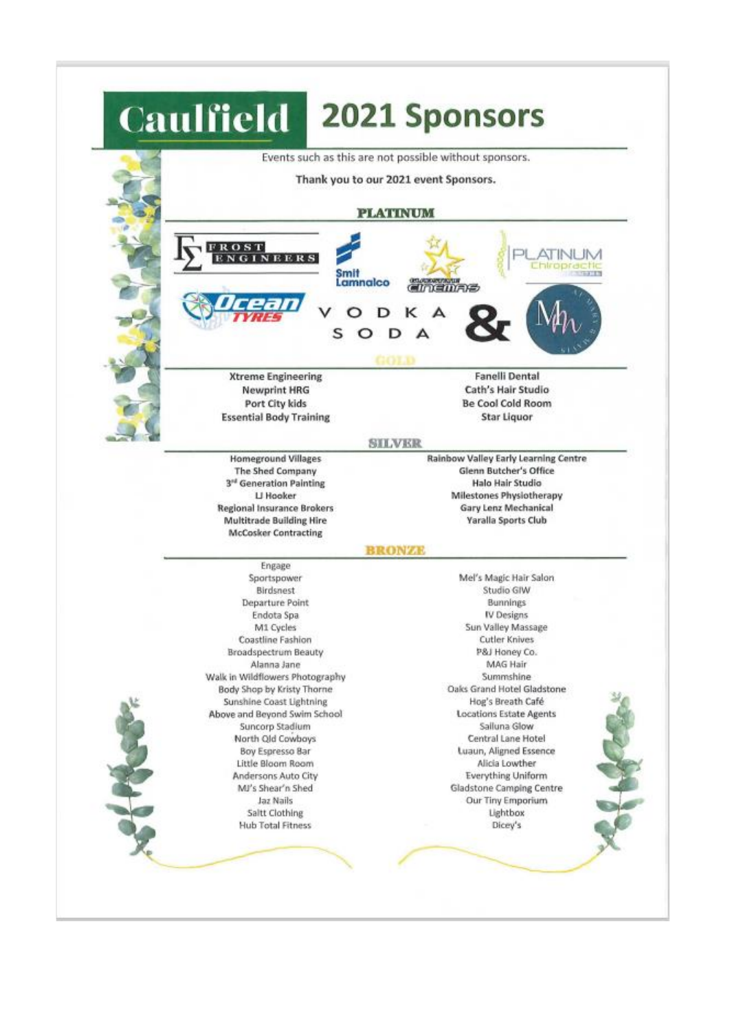# Caulfield 2021 Sponsors

Events such as this are not possible without sponsors.

Thank you to our 2021 event Sponsors.

## PLATINUM

FROST ENGINEERS

Smit Lamnalco

Gladstone Cinemas

PLATINUM Chiropractic

Ocean TYRES

VODKA SODA &

## GOLD

Xtreme Engineering
Newprint HRG
Port City kids
Essential Body Training
Fanelli Dental
Cath's Hair Studio
Be Cool Cold Room
Star Liquor

## SILVER

Homeground Villages
The Shed Company
3rd Generation Painting
LJ Hooker
Regional Insurance Brokers
Multitrade Building Hire
McCosker Contracting
Rainbow Valley Early Learning Centre
Glenn Butcher's Office
Halo Hair Studio
Milestones Physiotherapy
Gary Lenz Mechanical
Yaralla Sports Club

## BRONZE

Engage
Sportspower
Birdsnest
Departure Point
Endota Spa
M1 Cycles
Coastline Fashion
Broadspectrum Beauty
Alanna Jane
Walk in Wildflowers Photography
Body Shop by Kristy Thorne
Sunshine Coast Lightning
Above and Beyond Swim School
Suncorp Stadium
North Qld Cowboys
Boy Espresso Bar
Little Bloom Room
Andersons Auto City
MJ's Shear'n Shed
Jaz Nails
Saltt Clothing
Hub Total Fitness
Mel's Magic Hair Salon
Studio GIW
Bunnings
IV Designs
Sun Valley Massage
Cutler Knives
P&J Honey Co.
MAG Hair
Summshine
Oaks Grand Hotel Gladstone
Hog's Breath Café
Locations Estate Agents
Sailuna Glow
Central Lane Hotel
Luaun, Aligned Essence
Alicia Lowther
Everything Uniform
Gladstone Camping Centre
Our Tiny Emporium
Lightbox
Dicey's